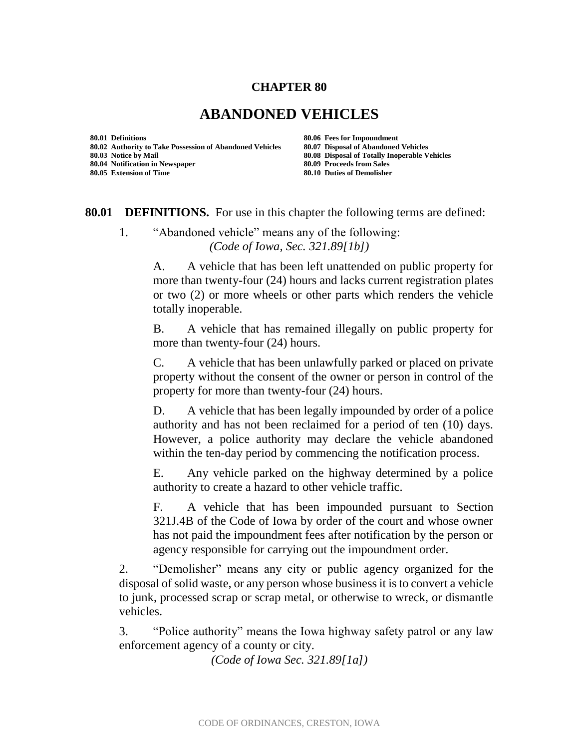# CHAPTER 80

# ABANDONED VEHICLES

| | |
|---|---|
| **80.01 Definitions** | **80.06 Fees for Impoundment** |
| **80.02 Authority to Take Possession of Abandoned Vehicles** | **80.07 Disposal of Abandoned Vehicles** |
| **80.03 Notice by Mail** | **80.08 Disposal of Totally Inoperable Vehicles** |
| **80.04 Notification in Newspaper** | **80.09 Proceeds from Sales** |
| **80.05 Extension of Time** | **80.10 Duties of Demolisher** |

**80.01 DEFINITIONS.** For use in this chapter the following terms are defined:

1. "Abandoned vehicle" means any of the following:
   *(Code of Iowa, Sec. 321.89[1b])*

   A. A vehicle that has been left unattended on public property for more than twenty-four (24) hours and lacks current registration plates or two (2) or more wheels or other parts which renders the vehicle totally inoperable.

   B. A vehicle that has remained illegally on public property for more than twenty-four (24) hours.

   C. A vehicle that has been unlawfully parked or placed on private property without the consent of the owner or person in control of the property for more than twenty-four (24) hours.

   D. A vehicle that has been legally impounded by order of a police authority and has not been reclaimed for a period of ten (10) days. However, a police authority may declare the vehicle abandoned within the ten-day period by commencing the notification process.

   E. Any vehicle parked on the highway determined by a police authority to create a hazard to other vehicle traffic.

   F. A vehicle that has been impounded pursuant to Section 321J.4B of the Code of Iowa by order of the court and whose owner has not paid the impoundment fees after notification by the person or agency responsible for carrying out the impoundment order.

2. "Demolisher" means any city or public agency organized for the disposal of solid waste, or any person whose business it is to convert a vehicle to junk, processed scrap or scrap metal, or otherwise to wreck, or dismantle vehicles.

3. "Police authority" means the Iowa highway safety patrol or any law enforcement agency of a county or city.
   *(Code of Iowa Sec. 321.89[1a])*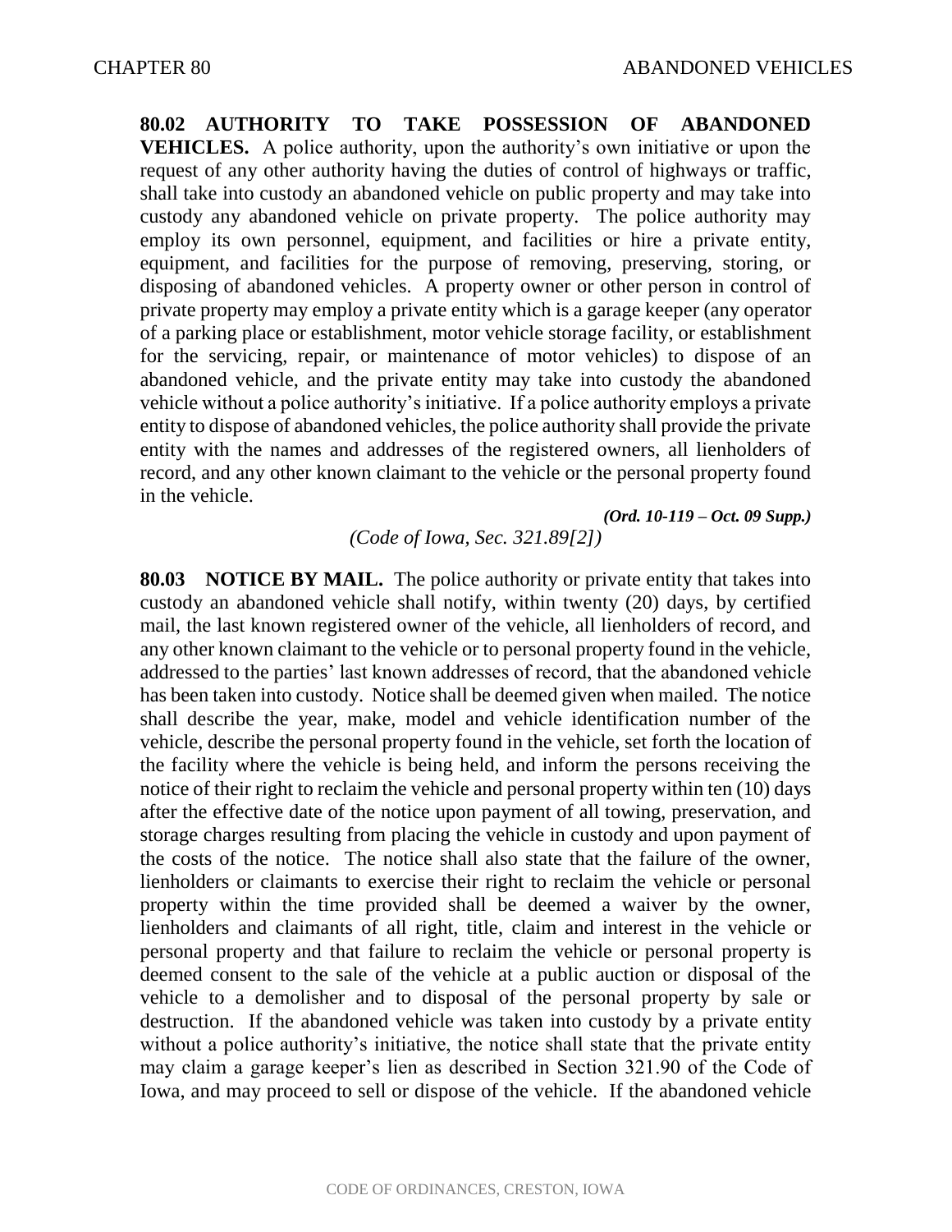**80.02 AUTHORITY TO TAKE POSSESSION OF ABANDONED VEHICLES.** A police authority, upon the authority's own initiative or upon the request of any other authority having the duties of control of highways or traffic, shall take into custody an abandoned vehicle on public property and may take into custody any abandoned vehicle on private property. The police authority may employ its own personnel, equipment, and facilities or hire a private entity, equipment, and facilities for the purpose of removing, preserving, storing, or disposing of abandoned vehicles. A property owner or other person in control of private property may employ a private entity which is a garage keeper (any operator of a parking place or establishment, motor vehicle storage facility, or establishment for the servicing, repair, or maintenance of motor vehicles) to dispose of an abandoned vehicle, and the private entity may take into custody the abandoned vehicle without a police authority's initiative. If a police authority employs a private entity to dispose of abandoned vehicles, the police authority shall provide the private entity with the names and addresses of the registered owners, all lienholders of record, and any other known claimant to the vehicle or the personal property found in the vehicle.

***(Ord. 10-119 – Oct. 09 Supp.)***

*(Code of Iowa, Sec. 321.89[2])*

**80.03 NOTICE BY MAIL.** The police authority or private entity that takes into custody an abandoned vehicle shall notify, within twenty (20) days, by certified mail, the last known registered owner of the vehicle, all lienholders of record, and any other known claimant to the vehicle or to personal property found in the vehicle, addressed to the parties' last known addresses of record, that the abandoned vehicle has been taken into custody. Notice shall be deemed given when mailed. The notice shall describe the year, make, model and vehicle identification number of the vehicle, describe the personal property found in the vehicle, set forth the location of the facility where the vehicle is being held, and inform the persons receiving the notice of their right to reclaim the vehicle and personal property within ten (10) days after the effective date of the notice upon payment of all towing, preservation, and storage charges resulting from placing the vehicle in custody and upon payment of the costs of the notice. The notice shall also state that the failure of the owner, lienholders or claimants to exercise their right to reclaim the vehicle or personal property within the time provided shall be deemed a waiver by the owner, lienholders and claimants of all right, title, claim and interest in the vehicle or personal property and that failure to reclaim the vehicle or personal property is deemed consent to the sale of the vehicle at a public auction or disposal of the vehicle to a demolisher and to disposal of the personal property by sale or destruction. If the abandoned vehicle was taken into custody by a private entity without a police authority's initiative, the notice shall state that the private entity may claim a garage keeper's lien as described in Section 321.90 of the Code of Iowa, and may proceed to sell or dispose of the vehicle. If the abandoned vehicle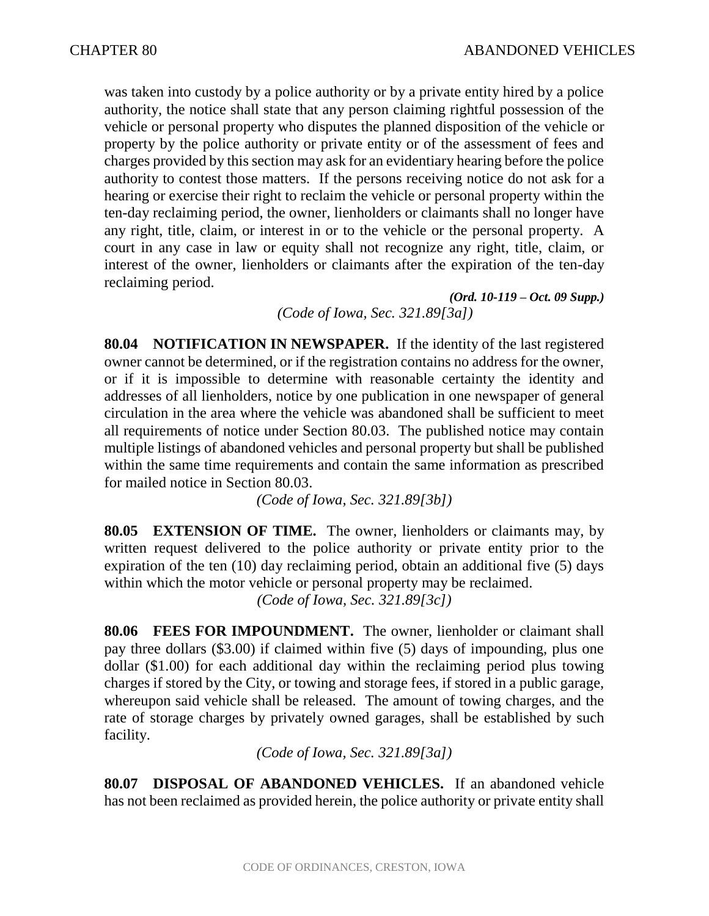was taken into custody by a police authority or by a private entity hired by a police authority, the notice shall state that any person claiming rightful possession of the vehicle or personal property who disputes the planned disposition of the vehicle or property by the police authority or private entity or of the assessment of fees and charges provided by this section may ask for an evidentiary hearing before the police authority to contest those matters. If the persons receiving notice do not ask for a hearing or exercise their right to reclaim the vehicle or personal property within the ten-day reclaiming period, the owner, lienholders or claimants shall no longer have any right, title, claim, or interest in or to the vehicle or the personal property. A court in any case in law or equity shall not recognize any right, title, claim, or interest of the owner, lienholders or claimants after the expiration of the ten-day reclaiming period.

***(Ord. 10-119 – Oct. 09 Supp.)***

*(Code of Iowa, Sec. 321.89[3a])*

**80.04 NOTIFICATION IN NEWSPAPER.** If the identity of the last registered owner cannot be determined, or if the registration contains no address for the owner, or if it is impossible to determine with reasonable certainty the identity and addresses of all lienholders, notice by one publication in one newspaper of general circulation in the area where the vehicle was abandoned shall be sufficient to meet all requirements of notice under Section 80.03. The published notice may contain multiple listings of abandoned vehicles and personal property but shall be published within the same time requirements and contain the same information as prescribed for mailed notice in Section 80.03.

*(Code of Iowa, Sec. 321.89[3b])*

**80.05 EXTENSION OF TIME.** The owner, lienholders or claimants may, by written request delivered to the police authority or private entity prior to the expiration of the ten (10) day reclaiming period, obtain an additional five (5) days within which the motor vehicle or personal property may be reclaimed.

*(Code of Iowa, Sec. 321.89[3c])*

**80.06 FEES FOR IMPOUNDMENT.** The owner, lienholder or claimant shall pay three dollars ($3.00) if claimed within five (5) days of impounding, plus one dollar ($1.00) for each additional day within the reclaiming period plus towing charges if stored by the City, or towing and storage fees, if stored in a public garage, whereupon said vehicle shall be released. The amount of towing charges, and the rate of storage charges by privately owned garages, shall be established by such facility.

*(Code of Iowa, Sec. 321.89[3a])*

**80.07 DISPOSAL OF ABANDONED VEHICLES.** If an abandoned vehicle has not been reclaimed as provided herein, the police authority or private entity shall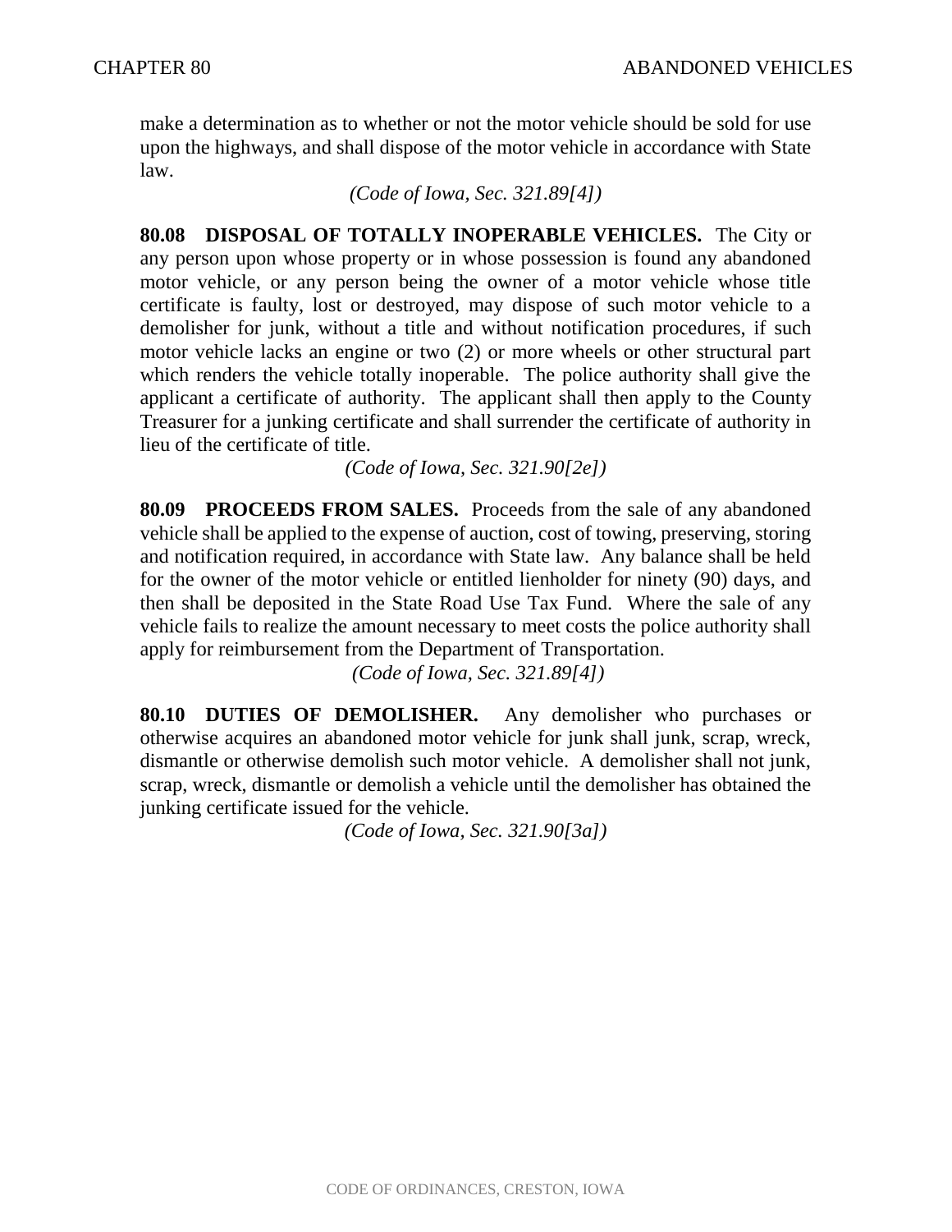make a determination as to whether or not the motor vehicle should be sold for use upon the highways, and shall dispose of the motor vehicle in accordance with State law.

*(Code of Iowa, Sec. 321.89[4])*

**80.08 DISPOSAL OF TOTALLY INOPERABLE VEHICLES.** The City or any person upon whose property or in whose possession is found any abandoned motor vehicle, or any person being the owner of a motor vehicle whose title certificate is faulty, lost or destroyed, may dispose of such motor vehicle to a demolisher for junk, without a title and without notification procedures, if such motor vehicle lacks an engine or two (2) or more wheels or other structural part which renders the vehicle totally inoperable. The police authority shall give the applicant a certificate of authority. The applicant shall then apply to the County Treasurer for a junking certificate and shall surrender the certificate of authority in lieu of the certificate of title.

*(Code of Iowa, Sec. 321.90[2e])*

**80.09 PROCEEDS FROM SALES.** Proceeds from the sale of any abandoned vehicle shall be applied to the expense of auction, cost of towing, preserving, storing and notification required, in accordance with State law. Any balance shall be held for the owner of the motor vehicle or entitled lienholder for ninety (90) days, and then shall be deposited in the State Road Use Tax Fund. Where the sale of any vehicle fails to realize the amount necessary to meet costs the police authority shall apply for reimbursement from the Department of Transportation.

*(Code of Iowa, Sec. 321.89[4])*

**80.10 DUTIES OF DEMOLISHER.** Any demolisher who purchases or otherwise acquires an abandoned motor vehicle for junk shall junk, scrap, wreck, dismantle or otherwise demolish such motor vehicle. A demolisher shall not junk, scrap, wreck, dismantle or demolish a vehicle until the demolisher has obtained the junking certificate issued for the vehicle.

*(Code of Iowa, Sec. 321.90[3a])*